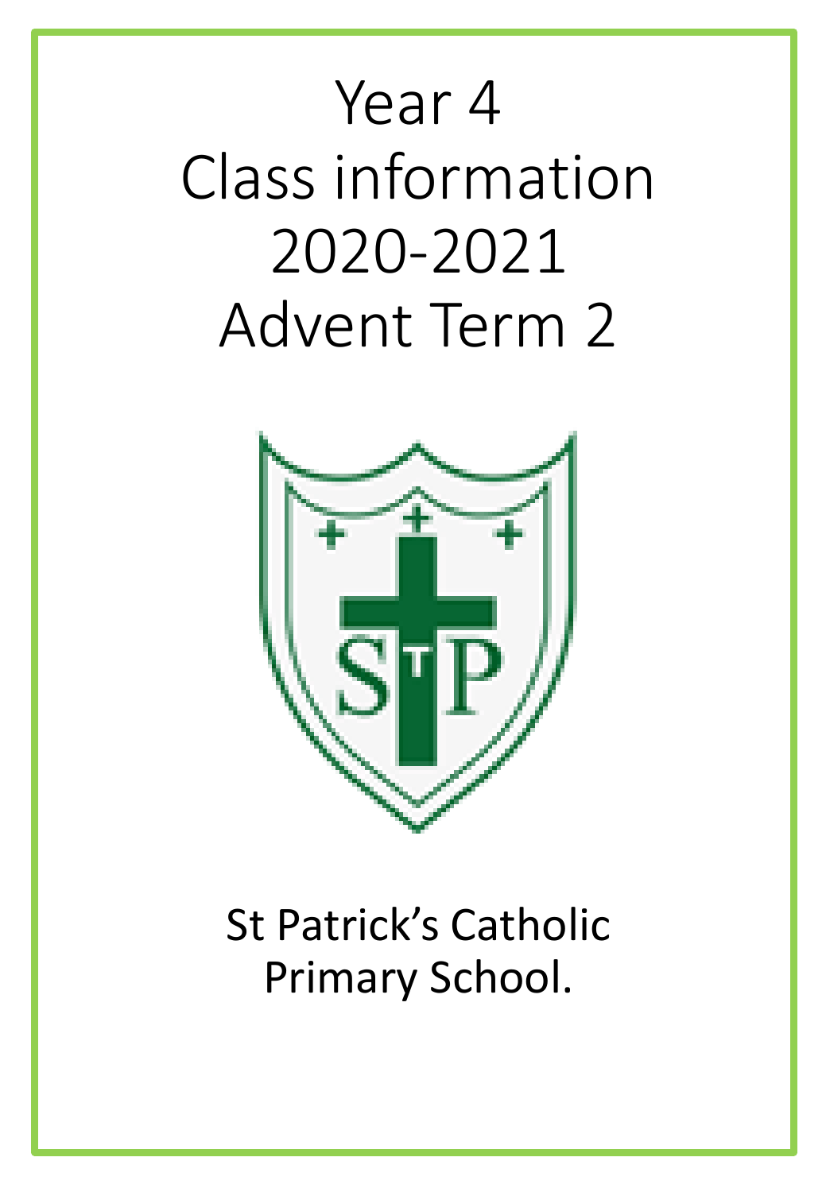# Year 4
# Class information
# 2020-2021
# Advent Term 2

St Patrick's Catholic Primary School.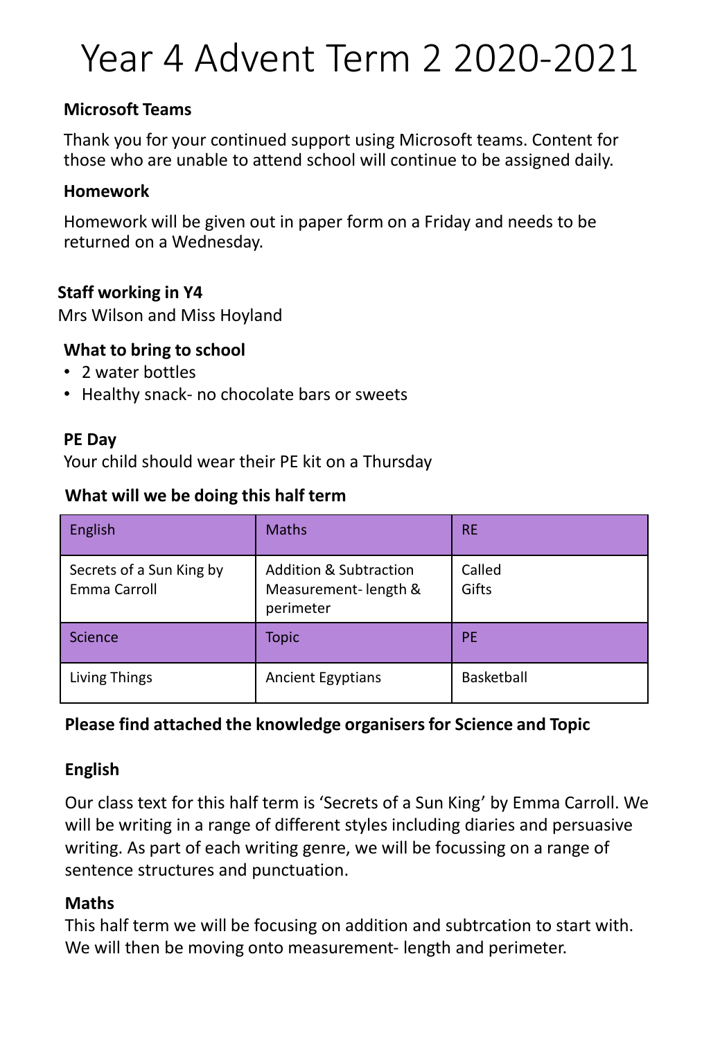# Year 4 Advent Term 2 2020-2021

**Microsoft Teams**

Thank you for your continued support using Microsoft teams. Content for those who are unable to attend school will continue to be assigned daily.

**Homework**

Homework will be given out in paper form on a Friday and needs to be returned on a Wednesday.

**Staff working in Y4**

Mrs Wilson and Miss Hoyland

**What to bring to school**

- 2 water bottles
- Healthy snack- no chocolate bars or sweets

**PE Day**

Your child should wear their PE kit on a Thursday

**What will we be doing this half term**

| English | Maths | RE |
|---|---|---|
| Secrets of a Sun King by Emma Carroll | Addition & Subtraction<br>Measurement- length & perimeter | Called<br>Gifts |
| **Science** | **Topic** | **PE** |
| Living Things | Ancient Egyptians | Basketball |

**Please find attached the knowledge organisers for Science and Topic**

**English**

Our class text for this half term is 'Secrets of a Sun King' by Emma Carroll. We will be writing in a range of different styles including diaries and persuasive writing. As part of each writing genre, we will be focussing on a range of sentence structures and punctuation.

**Maths**

This half term we will be focusing on addition and subtrcation to start with. We will then be moving onto measurement- length and perimeter.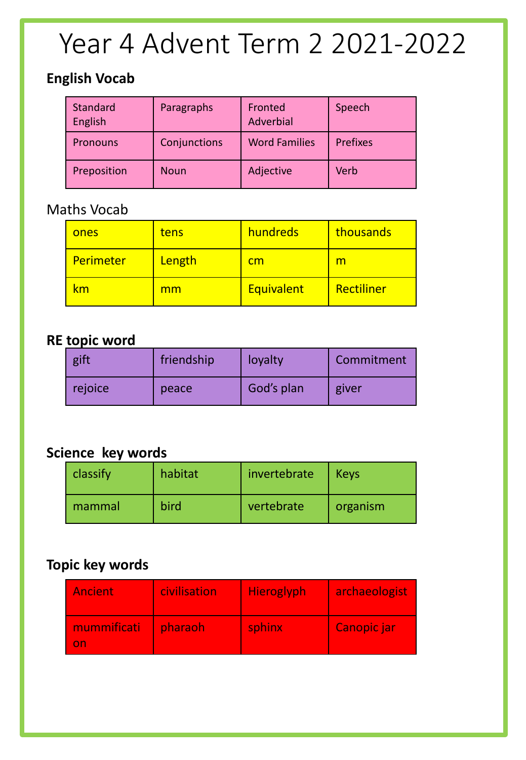# Year 4 Advent Term 2 2021-2022

**English Vocab**

| Standard English | Paragraphs | Fronted Adverbial | Speech |
|---|---|---|---|
| Pronouns | Conjunctions | Word Families | Prefixes |
| Preposition | Noun | Adjective | Verb |

Maths Vocab

| ones | tens | hundreds | thousands |
|---|---|---|---|
| Perimeter | Length | cm | m |
| km | mm | Equivalent | Rectiliner |

**RE topic word**

| gift | friendship | loyalty | Commitment |
|---|---|---|---|
| rejoice | peace | God's plan | giver |

**Science key words**

| classify | habitat | invertebrate | Keys |
|---|---|---|---|
| mammal | bird | vertebrate | organism |

**Topic key words**

| Ancient | civilisation | Hieroglyph | archaeologist |
|---|---|---|---|
| mummification | pharaoh | sphinx | Canopic jar |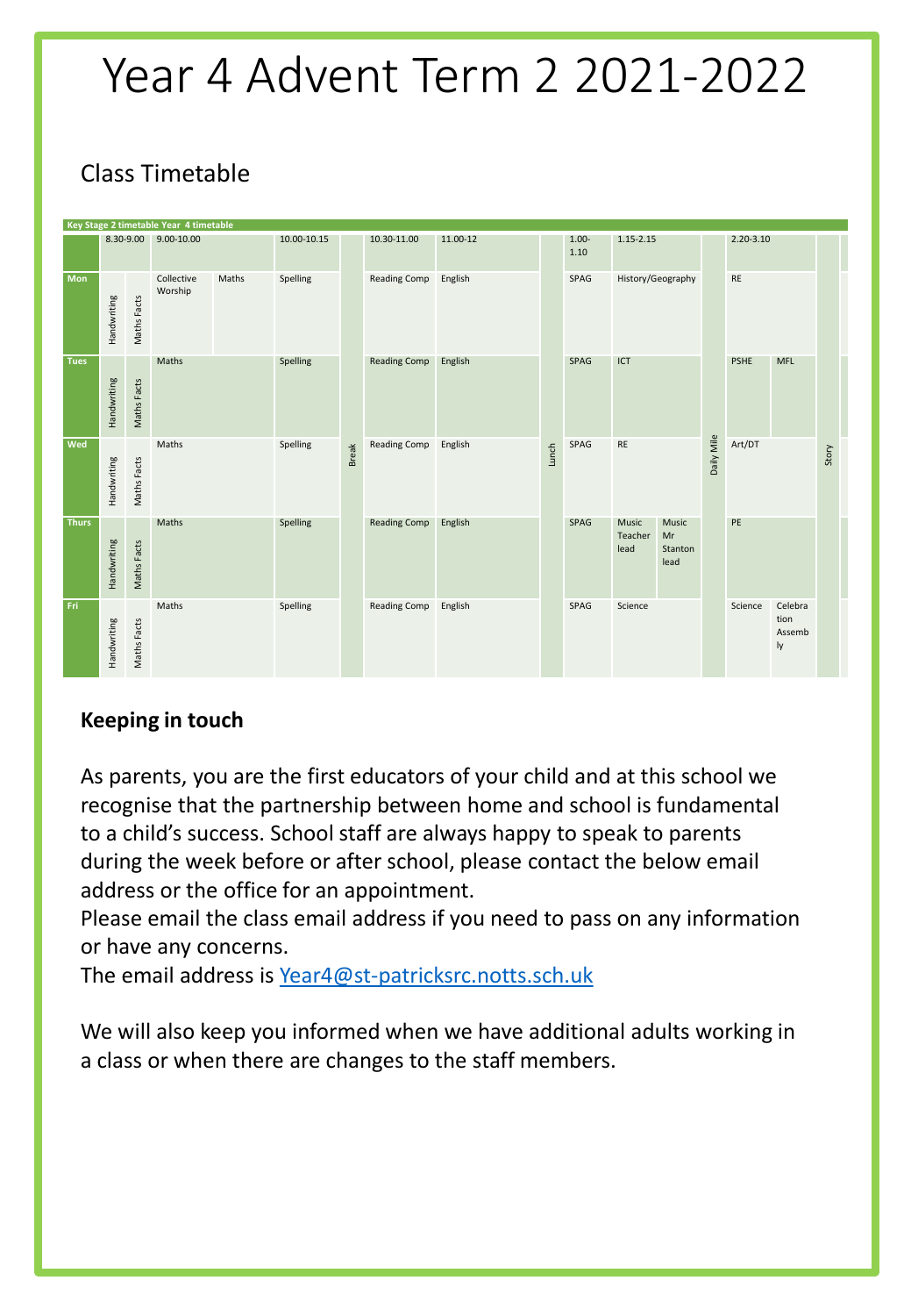# Year 4 Advent Term 2 2021-2022

## Class Timetable

**Key Stage 2 timetable Year 4 timetable**

| | 8.30-9.00 | | 9.00-10.00 | | 10.00-10.15 | | 10.30-11.00 | 11.00-12 | | 1.00-1.10 | 1.15-2.15 | | | 2.20-3.10 | | |
|---|---|---|---|---|---|---|---|---|---|---|---|---|---|---|---|---|
| Mon | Handwriting | Maths Facts | Collective Worship | Maths | Spelling | Break | Reading Comp | English | Lunch | SPAG | History/Geography | | Daily Mile | RE | | Story |
| Tues | Handwriting | Maths Facts | Maths | | Spelling | Break | Reading Comp | English | Lunch | SPAG | ICT | | Daily Mile | PSHE | MFL | Story |
| Wed | Handwriting | Maths Facts | Maths | | Spelling | Break | Reading Comp | English | Lunch | SPAG | RE | | Daily Mile | Art/DT | | Story |
| Thurs | Handwriting | Maths Facts | Maths | | Spelling | Break | Reading Comp | English | Lunch | SPAG | Music Teacher lead | Music Mr Stanton lead | Daily Mile | PE | | Story |
| Fri | Handwriting | Maths Facts | Maths | | Spelling | Break | Reading Comp | English | Lunch | SPAG | Science | | Daily Mile | Science | Celebration Assembly | Story |

**Keeping in touch**

As parents, you are the first educators of your child and at this school we recognise that the partnership between home and school is fundamental to a child's success. School staff are always happy to speak to parents during the week before or after school, please contact the below email address or the office for an appointment.

Please email the class email address if you need to pass on any information or have any concerns.

The email address is Year4@st-patricksrc.notts.sch.uk

We will also keep you informed when we have additional adults working in a class or when there are changes to the staff members.